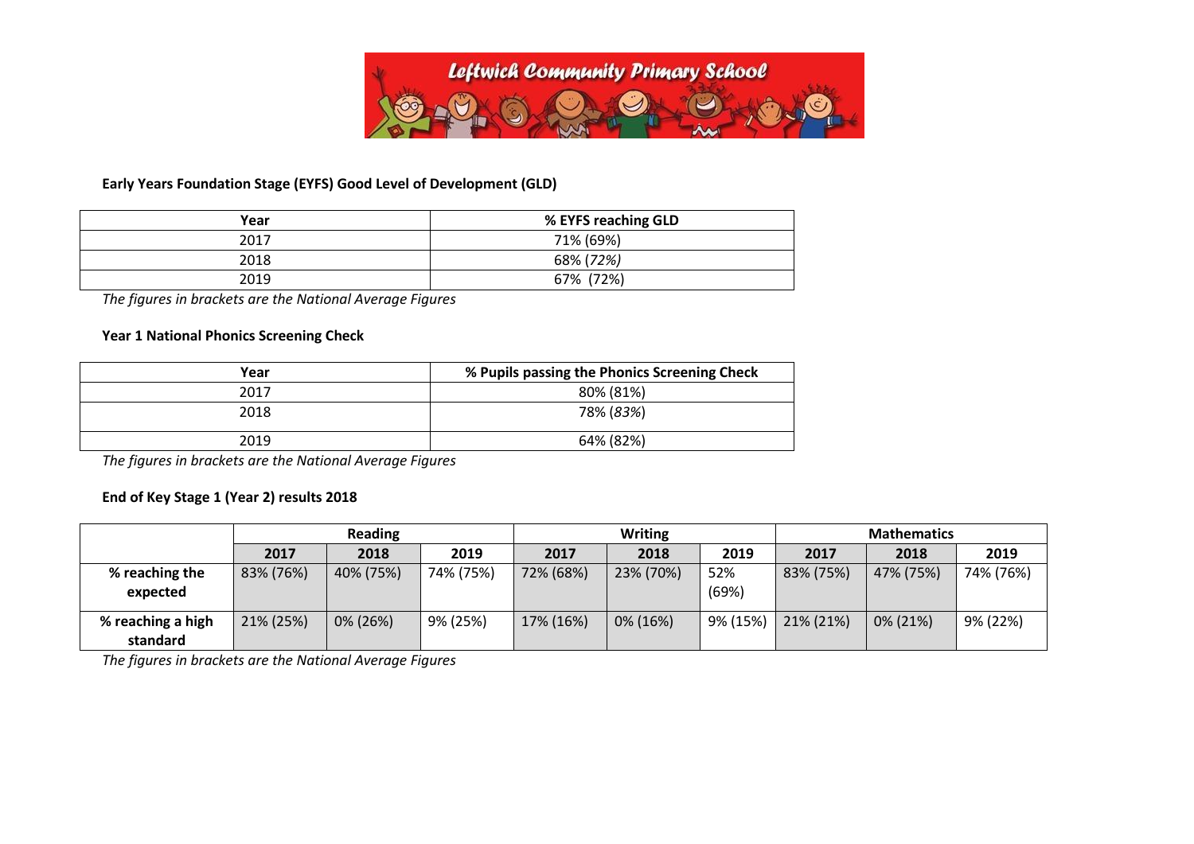# Leftwich Community Primary School

## Early Years Foundation Stage (EYFS) Good Level of Development (GLD)

| Year | % EYFS reaching GLD |
|---|---|
| 2017 | 71% (69%) |
| 2018 | 68% (*72%)* |
| 2019 | 67% (72%) |

*The figures in brackets are the National Average Figures*

## Year 1 National Phonics Screening Check

| Year | % Pupils passing the Phonics Screening Check |
|---|---|
| 2017 | 80% (81%) |
| 2018 | 78% (*83%*) |
| 2019 | 64% (82%) |

*The figures in brackets are the National Average Figures*

## End of Key Stage 1 (Year 2) results 2018

| | Reading | | | Writing | | | Mathematics | | |
|---|---|---|---|---|---|---|---|---|---|
| | **2017** | **2018** | **2019** | **2017** | **2018** | **2019** | **2017** | **2018** | **2019** |
| **% reaching the expected** | 83% (76%) | 40% (75%) | 74% (75%) | 72% (68%) | 23% (70%) | 52% (69%) | 83% (75%) | 47% (75%) | 74% (76%) |
| **% reaching a high standard** | 21% (25%) | 0% (26%) | 9% (25%) | 17% (16%) | 0% (16%) | 9% (15%) | 21% (21%) | 0% (21%) | 9% (22%) |

*The figures in brackets are the National Average Figures*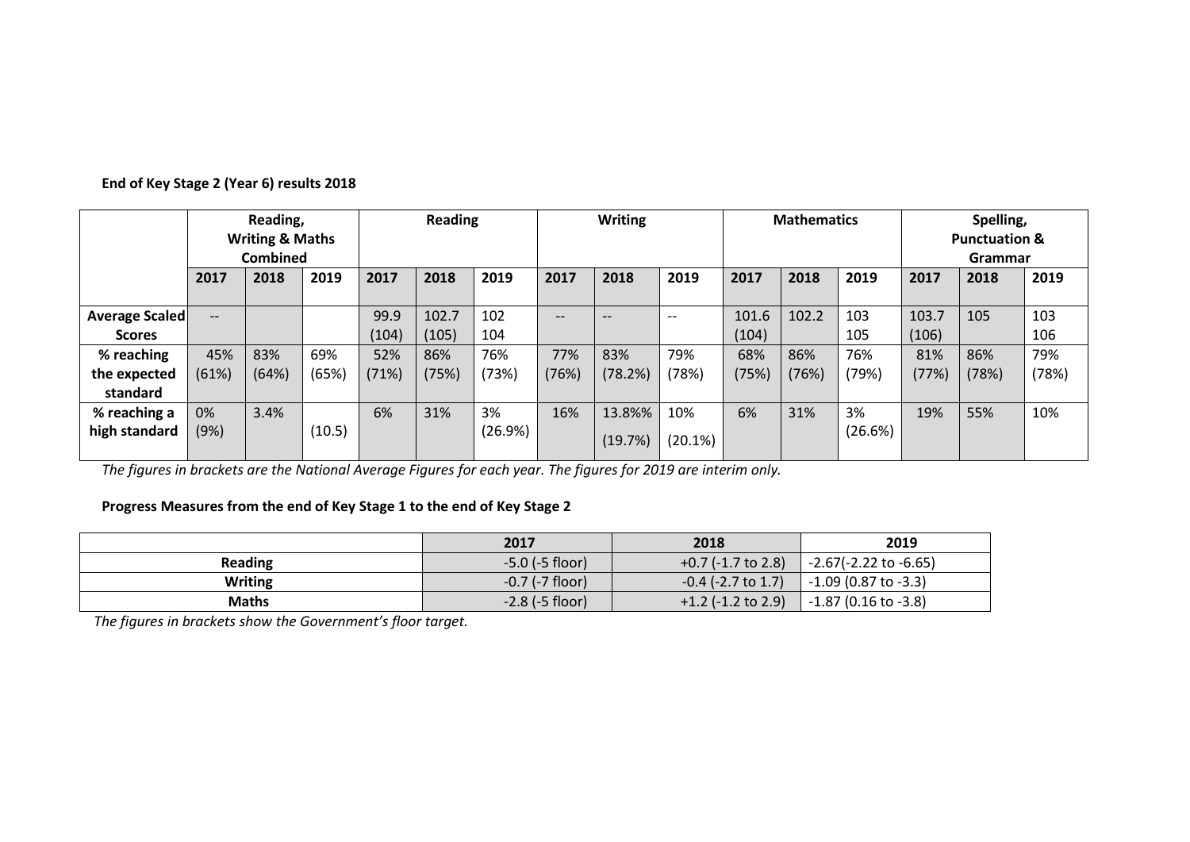**End of Key Stage 2 (Year 6) results 2018**

| | Reading, Writing & Maths Combined | | | Reading | | | Writing | | | Mathematics | | | Spelling, Punctuation & Grammar | | |
|---|---|---|---|---|---|---|---|---|---|---|---|---|---|---|---|
| | 2017 | 2018 | 2019 | 2017 | 2018 | 2019 | 2017 | 2018 | 2019 | 2017 | 2018 | 2019 | 2017 | 2018 | 2019 |
| **Average Scaled Scores** | -- | | | 99.9 (104) | 102.7 (105) | 102 104 | -- | -- | -- | 101.6 (104) | 102.2 | 103 105 | 103.7 (106) | 105 | 103 106 |
| **% reaching the expected standard** | 45% (61%) | 83% (64%) | 69% (65%) | 52% (71%) | 86% (75%) | 76% (73%) | 77% (76%) | 83% (78.2%) | 79% (78%) | 68% (75%) | 86% (76%) | 76% (79%) | 81% (77%) | 86% (78%) | 79% (78%) |
| **% reaching a high standard** | 0% (9%) | 3.4% | (10.5) | 6% | 31% | 3% (26.9%) | 16% | 13.8%% (19.7%) | 10% (20.1%) | 6% | 31% | 3% (26.6%) | 19% | 55% | 10% |

*The figures in brackets are the National Average Figures for each year. The figures for 2019 are interim only.*

**Progress Measures from the end of Key Stage 1 to the end of Key Stage 2**

| | 2017 | 2018 | 2019 |
|---|---|---|---|
| **Reading** | -5.0 (-5 floor) | +0.7 (-1.7 to 2.8) | -2.67(-2.22 to -6.65) |
| **Writing** | -0.7 (-7 floor) | -0.4 (-2.7 to 1.7) | -1.09 (0.87 to -3.3) |
| **Maths** | -2.8 (-5 floor) | +1.2 (-1.2 to 2.9) | -1.87 (0.16 to -3.8) |

*The figures in brackets show the Government's floor target.*